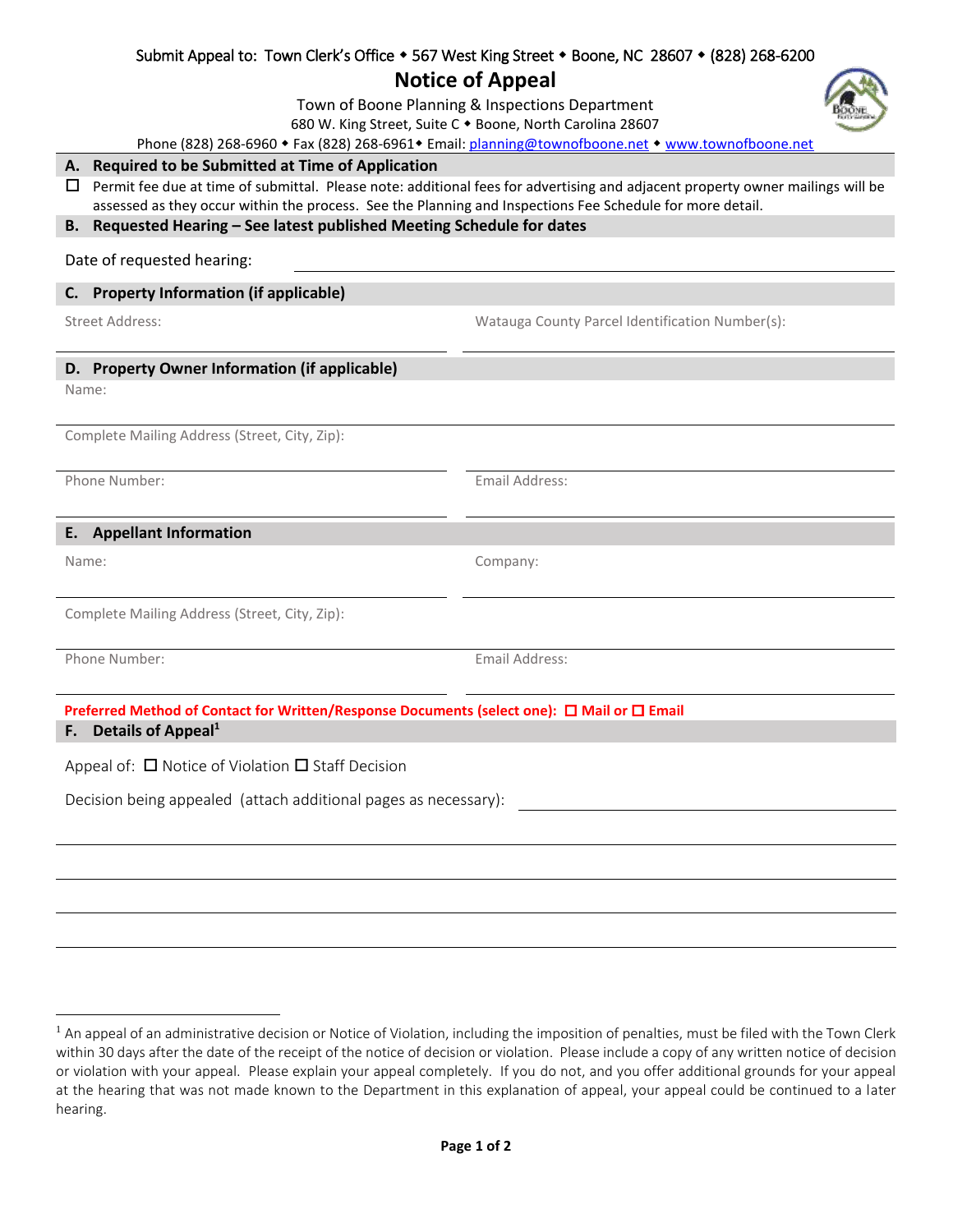Submit Appeal to: Town Clerk's Office ◆ 567 West King Street ◆ Boone, NC 28607 ◆ (828) 268-6200

# Notice of Appeal

Town of Boone Planning & Inspections Department
680 W. King Street, Suite C ◆ Boone, North Carolina 28607
Phone (828) 268-6960 ◆ Fax (828) 268-6961◆ Email: planning@townofboone.net ◆ www.townofboone.net

## A. Required to be Submitted at Time of Application

☐ Permit fee due at time of submittal. Please note: additional fees for advertising and adjacent property owner mailings will be assessed as they occur within the process. See the Planning and Inspections Fee Schedule for more detail.

## B. Requested Hearing – See latest published Meeting Schedule for dates

Date of requested hearing: ______________________________

## C. Property Information (if applicable)

Street Address: ______________________________

Watauga County Parcel Identification Number(s): ______________________________

## D. Property Owner Information (if applicable)

Name: ______________________________

Complete Mailing Address (Street, City, Zip): ______________________________

Phone Number: ______________________________

Email Address: ______________________________

## E. Appellant Information

Name: ______________________________

Company: ______________________________

Complete Mailing Address (Street, City, Zip): ______________________________

Phone Number: ______________________________

Email Address: ______________________________

**Preferred Method of Contact for Written/Response Documents (select one): ☐ Mail or ☐ Email**

## F. Details of Appeal[1]

Appeal of: ☐ Notice of Violation ☐ Staff Decision

Decision being appealed (attach additional pages as necessary): ______________________________

______________________________

______________________________

______________________________

______________________________

[1] An appeal of an administrative decision or Notice of Violation, including the imposition of penalties, must be filed with the Town Clerk within 30 days after the date of the receipt of the notice of decision or violation. Please include a copy of any written notice of decision or violation with your appeal. Please explain your appeal completely. If you do not, and you offer additional grounds for your appeal at the hearing that was not made known to the Department in this explanation of appeal, your appeal could be continued to a later hearing.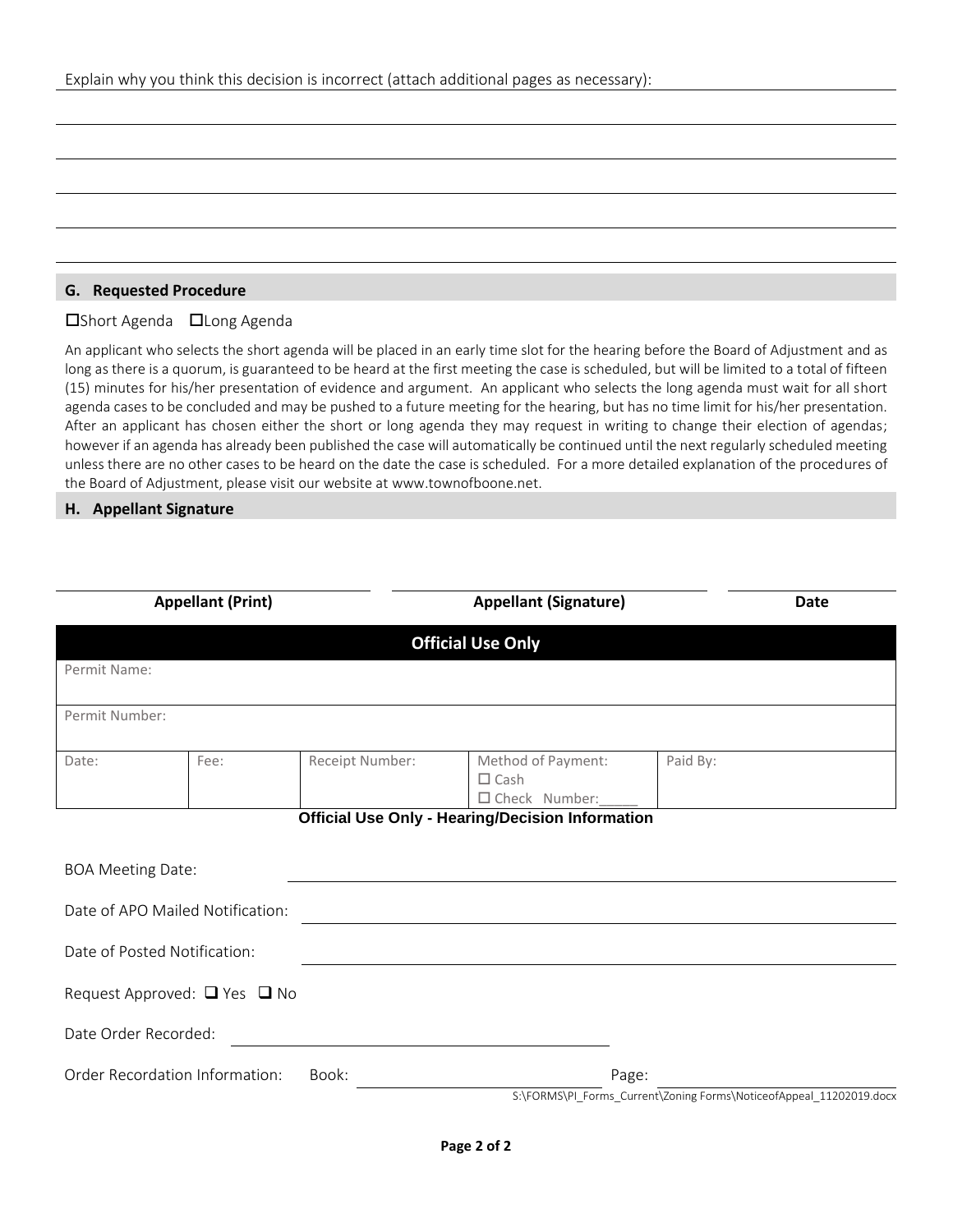Explain why you think this decision is incorrect (attach additional pages as necessary):

## G. Requested Procedure

☐Short Agenda ☐Long Agenda

An applicant who selects the short agenda will be placed in an early time slot for the hearing before the Board of Adjustment and as long as there is a quorum, is guaranteed to be heard at the first meeting the case is scheduled, but will be limited to a total of fifteen (15) minutes for his/her presentation of evidence and argument. An applicant who selects the long agenda must wait for all short agenda cases to be concluded and may be pushed to a future meeting for the hearing, but has no time limit for his/her presentation. After an applicant has chosen either the short or long agenda they may request in writing to change their election of agendas; however if an agenda has already been published the case will automatically be continued until the next regularly scheduled meeting unless there are no other cases to be heard on the date the case is scheduled. For a more detailed explanation of the procedures of the Board of Adjustment, please visit our website at www.townofboone.net.

## H. Appellant Signature

| Appellant (Print) | Appellant (Signature) | Date |
|---|---|---|
| | | |

## Official Use Only

| | | | | |
|---|---|---|---|---|
| Permit Name: | | | | |
| Permit Number: | | | | |
| Date: | Fee: | Receipt Number: | Method of Payment:<br>☐ Cash<br>☐ Check Number:_____ | Paid By: |

**Official Use Only - Hearing/Decision Information**

BOA Meeting Date: ____________________

Date of APO Mailed Notification: ____________________

Date of Posted Notification: ____________________

Request Approved: ☐ Yes ☐ No

Date Order Recorded: ____________________

Order Recordation Information: Book: ____________________ Page: ____________________

S:\FORMS\PI_Forms_Current\Zoning Forms\NoticeofAppeal_11202019.docx